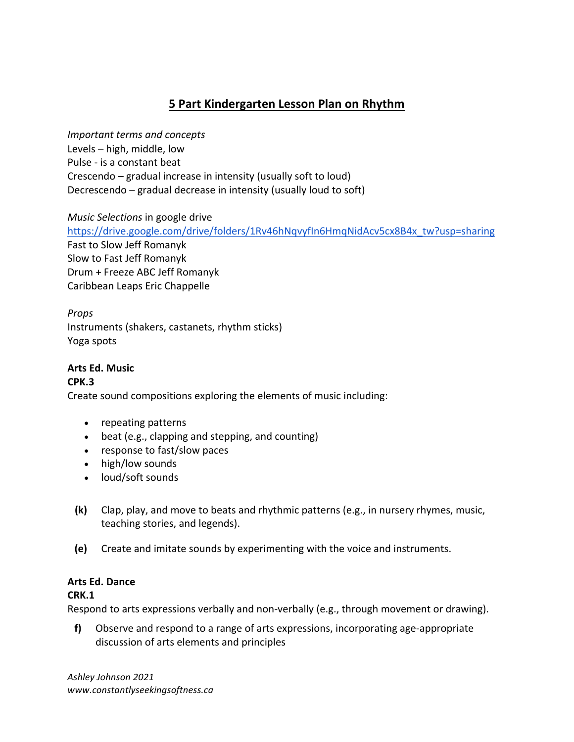# 5 Part Kindergarten Lesson Plan on Rhythm

*Important terms and concepts*
Levels – high, middle, low
Pulse - is a constant beat
Crescendo – gradual increase in intensity (usually soft to loud)
Decrescendo – gradual decrease in intensity (usually loud to soft)

*Music Selections* in google drive
https://drive.google.com/drive/folders/1Rv46hNqvyfIn6HmqNidAcv5cx8B4x_tw?usp=sharing
Fast to Slow Jeff Romanyk
Slow to Fast Jeff Romanyk
Drum + Freeze ABC Jeff Romanyk
Caribbean Leaps Eric Chappelle

*Props*
Instruments (shakers, castanets, rhythm sticks)
Yoga spots

**Arts Ed. Music**
**CPK.3**
Create sound compositions exploring the elements of music including:

- repeating patterns
- beat (e.g., clapping and stepping, and counting)
- response to fast/slow paces
- high/low sounds
- loud/soft sounds

**(k)** Clap, play, and move to beats and rhythmic patterns (e.g., in nursery rhymes, music, teaching stories, and legends).

**(e)** Create and imitate sounds by experimenting with the voice and instruments.

**Arts Ed. Dance**
**CRK.1**
Respond to arts expressions verbally and non-verbally (e.g., through movement or drawing).

**f)** Observe and respond to a range of arts expressions, incorporating age-appropriate discussion of arts elements and principles

*Ashley Johnson 2021*
*www.constantlyseekingsoftness.ca*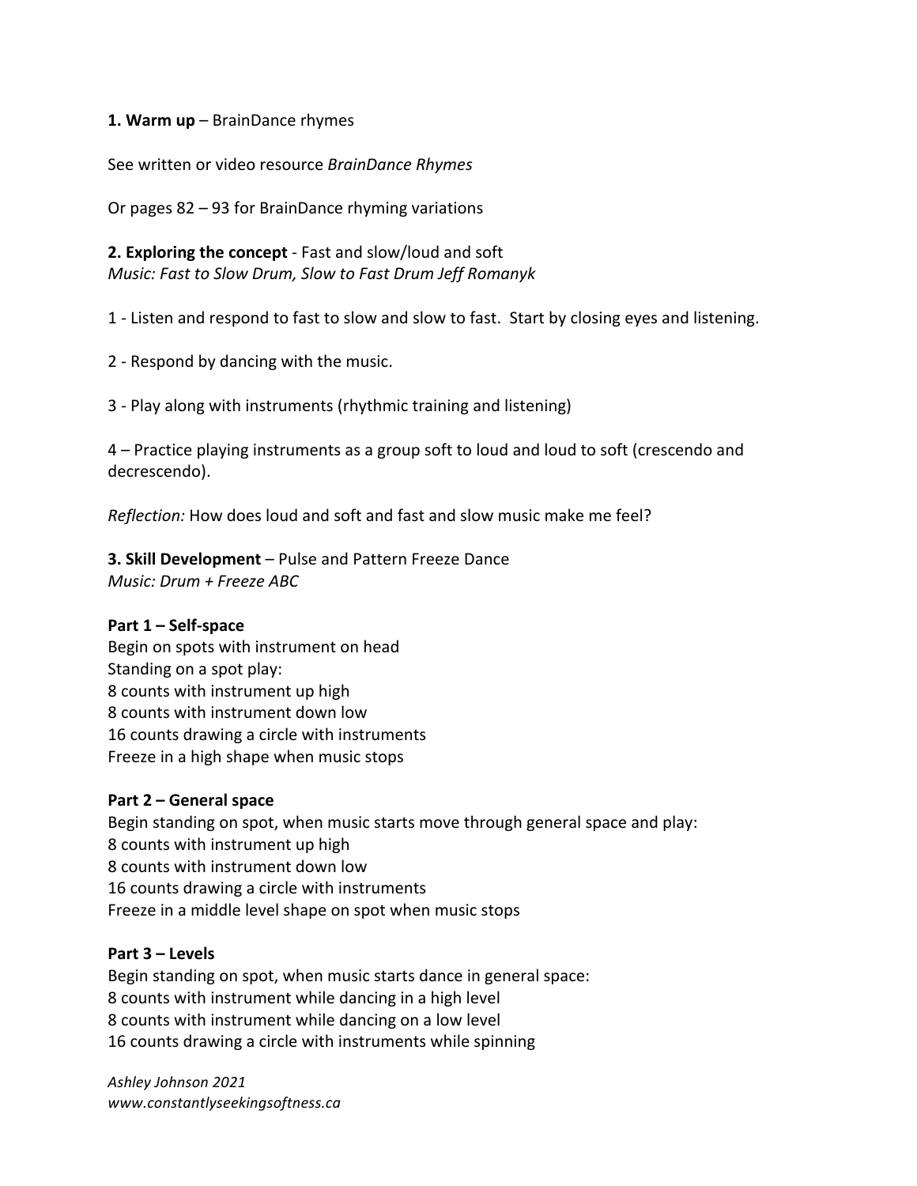**1. Warm up** – BrainDance rhymes

See written or video resource *BrainDance Rhymes*

Or pages 82 – 93 for BrainDance rhyming variations

**2. Exploring the concept** - Fast and slow/loud and soft
*Music: Fast to Slow Drum, Slow to Fast Drum Jeff Romanyk*

1 - Listen and respond to fast to slow and slow to fast. Start by closing eyes and listening.

2 - Respond by dancing with the music.

3 - Play along with instruments (rhythmic training and listening)

4 – Practice playing instruments as a group soft to loud and loud to soft (crescendo and decrescendo).

*Reflection:* How does loud and soft and fast and slow music make me feel?

**3. Skill Development** – Pulse and Pattern Freeze Dance
*Music: Drum + Freeze ABC*

**Part 1 – Self-space**
Begin on spots with instrument on head
Standing on a spot play:
8 counts with instrument up high
8 counts with instrument down low
16 counts drawing a circle with instruments
Freeze in a high shape when music stops

**Part 2 – General space**
Begin standing on spot, when music starts move through general space and play:
8 counts with instrument up high
8 counts with instrument down low
16 counts drawing a circle with instruments
Freeze in a middle level shape on spot when music stops

**Part 3 – Levels**
Begin standing on spot, when music starts dance in general space:
8 counts with instrument while dancing in a high level
8 counts with instrument while dancing on a low level
16 counts drawing a circle with instruments while spinning

*Ashley Johnson 2021*
*www.constantlyseekingsoftness.ca*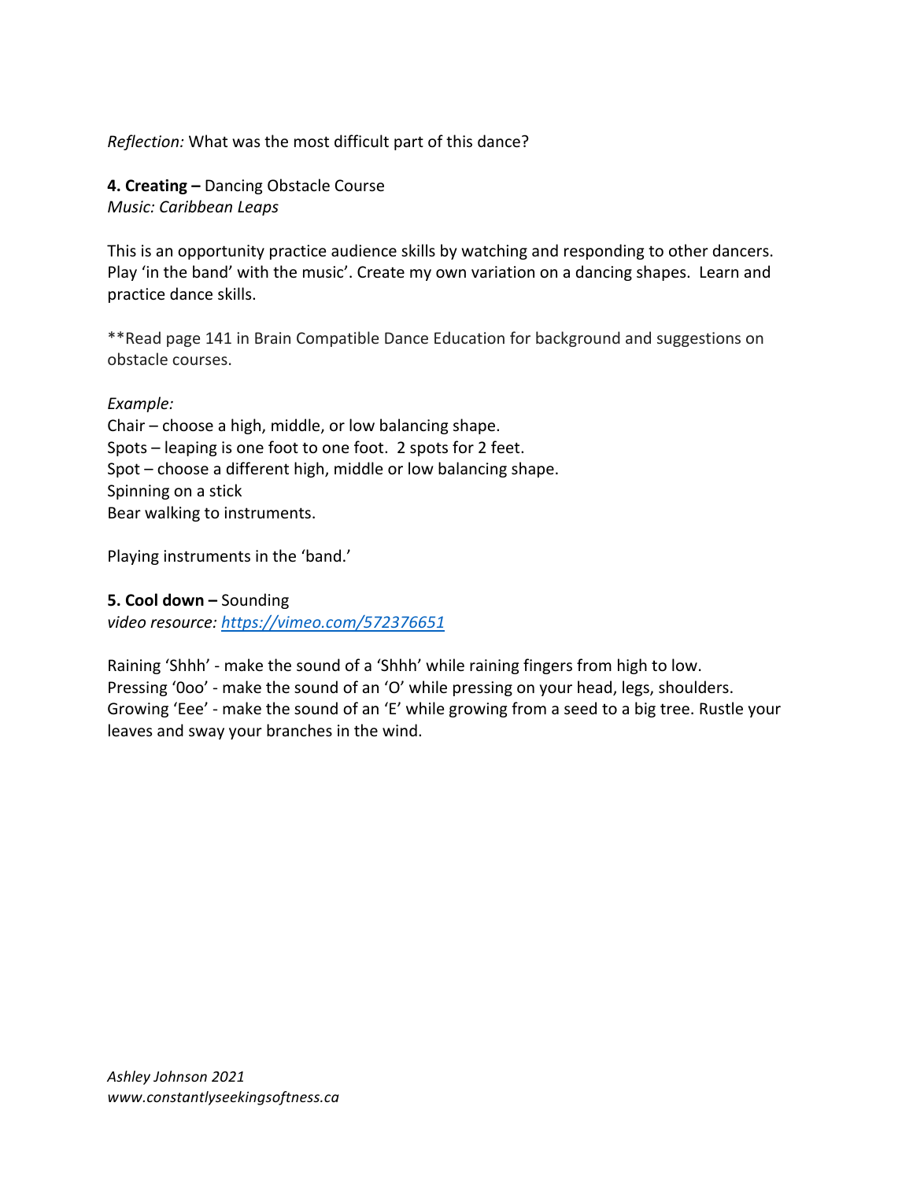*Reflection:* What was the most difficult part of this dance?

**4. Creating –** Dancing Obstacle Course
*Music: Caribbean Leaps*

This is an opportunity practice audience skills by watching and responding to other dancers. Play 'in the band' with the music'. Create my own variation on a dancing shapes. Learn and practice dance skills.

**Read page 141 in Brain Compatible Dance Education for background and suggestions on obstacle courses.

*Example:*
Chair – choose a high, middle, or low balancing shape.
Spots – leaping is one foot to one foot. 2 spots for 2 feet.
Spot – choose a different high, middle or low balancing shape.
Spinning on a stick
Bear walking to instruments.

Playing instruments in the 'band.'

**5. Cool down –** Sounding
*video resource: [https://vimeo.com/572376651](https://vimeo.com/572376651)*

Raining 'Shhh' - make the sound of a 'Shhh' while raining fingers from high to low.
Pressing '0oo' - make the sound of an 'O' while pressing on your head, legs, shoulders.
Growing 'Eee' - make the sound of an 'E' while growing from a seed to a big tree. Rustle your leaves and sway your branches in the wind.

*Ashley Johnson 2021*
*www.constantlyseekingsoftness.ca*